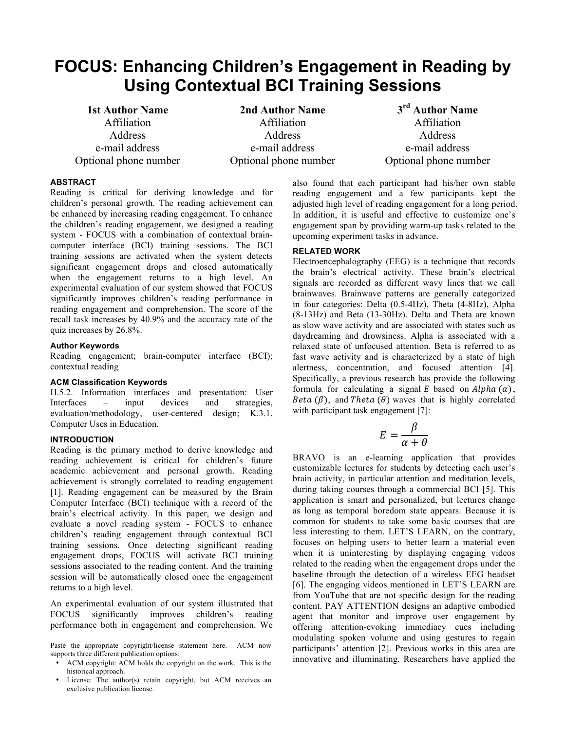# FOCUS: Enhancing Children's Engagement in Reading by Using Contextual BCI Training Sessions

| 1st Author Name | 2nd Author Name | 3rd Author Name |
|---|---|---|
| Affiliation | Affiliation | Affiliation |
| Address | Address | Address |
| e-mail address | e-mail address | e-mail address |
| Optional phone number | Optional phone number | Optional phone number |

## ABSTRACT

Reading is critical for deriving knowledge and for children's personal growth. The reading achievement can be enhanced by increasing reading engagement. To enhance the children's reading engagement, we designed a reading system - FOCUS with a combination of contextual brain-computer interface (BCI) training sessions. The BCI training sessions are activated when the system detects significant engagement drops and closed automatically when the engagement returns to a high level. An experimental evaluation of our system showed that FOCUS significantly improves children's reading performance in reading engagement and comprehension. The score of the recall task increases by 40.9% and the accuracy rate of the quiz increases by 26.8%.

### Author Keywords

Reading engagement; brain-computer interface (BCI); contextual reading

### ACM Classification Keywords

H.5.2. Information interfaces and presentation: User Interfaces – input devices and strategies, evaluation/methodology, user-centered design; K.3.1. Computer Uses in Education.

## INTRODUCTION

Reading is the primary method to derive knowledge and reading achievement is critical for children's future academic achievement and personal growth. Reading achievement is strongly correlated to reading engagement [1]. Reading engagement can be measured by the Brain Computer Interface (BCI) technique with a record of the brain's electrical activity. In this paper, we design and evaluate a novel reading system - FOCUS to enhance children's reading engagement through contextual BCI training sessions. Once detecting significant reading engagement drops, FOCUS will activate BCI training sessions associated to the reading content. And the training session will be automatically closed once the engagement returns to a high level.

An experimental evaluation of our system illustrated that FOCUS significantly improves children's reading performance both in engagement and comprehension. We also found that each participant had his/her own stable reading engagement and a few participants kept the adjusted high level of reading engagement for a long period. In addition, it is useful and effective to customize one's engagement span by providing warm-up tasks related to the upcoming experiment tasks in advance.

Paste the appropriate copyright/license statement here. ACM now supports three different publication options:

- ACM copyright: ACM holds the copyright on the work. This is the historical approach.
- License: The author(s) retain copyright, but ACM receives an exclusive publication license.

## RELATED WORK

Electroencephalography (EEG) is a technique that records the brain's electrical activity. These brain's electrical signals are recorded as different wavy lines that we call brainwaves. Brainwave patterns are generally categorized in four categories: Delta (0.5-4Hz), Theta (4-8Hz), Alpha (8-13Hz) and Beta (13-30Hz). Delta and Theta are known as slow wave activity and are associated with states such as daydreaming and drowsiness. Alpha is associated with a relaxed state of unfocused attention. Beta is referred to as fast wave activity and is characterized by a state of high alertness, concentration, and focused attention [4]. Specifically, a previous research has provide the following formula for calculating a signal $E$ based on $Alpha\ (\alpha)$, $Beta\ (\beta)$, and $Theta\ (\theta)$ waves that is highly correlated with participant task engagement [7]:

$$E = \frac{\beta}{\alpha + \theta}$$

BRAVO is an e-learning application that provides customizable lectures for students by detecting each user's brain activity, in particular attention and meditation levels, during taking courses through a commercial BCI [5]. This application is smart and personalized, but lectures change as long as temporal boredom state appears. Because it is common for students to take some basic courses that are less interesting to them. LET'S LEARN, on the contrary, focuses on helping users to better learn a material even when it is uninteresting by displaying engaging videos related to the reading when the engagement drops under the baseline through the detection of a wireless EEG headset [6]. The engaging videos mentioned in LET'S LEARN are from YouTube that are not specific design for the reading content. PAY ATTENTION designs an adaptive embodied agent that monitor and improve user engagement by offering attention-evoking immediacy cues including modulating spoken volume and using gestures to regain participants' attention [2]. Previous works in this area are innovative and illuminating. Researchers have applied the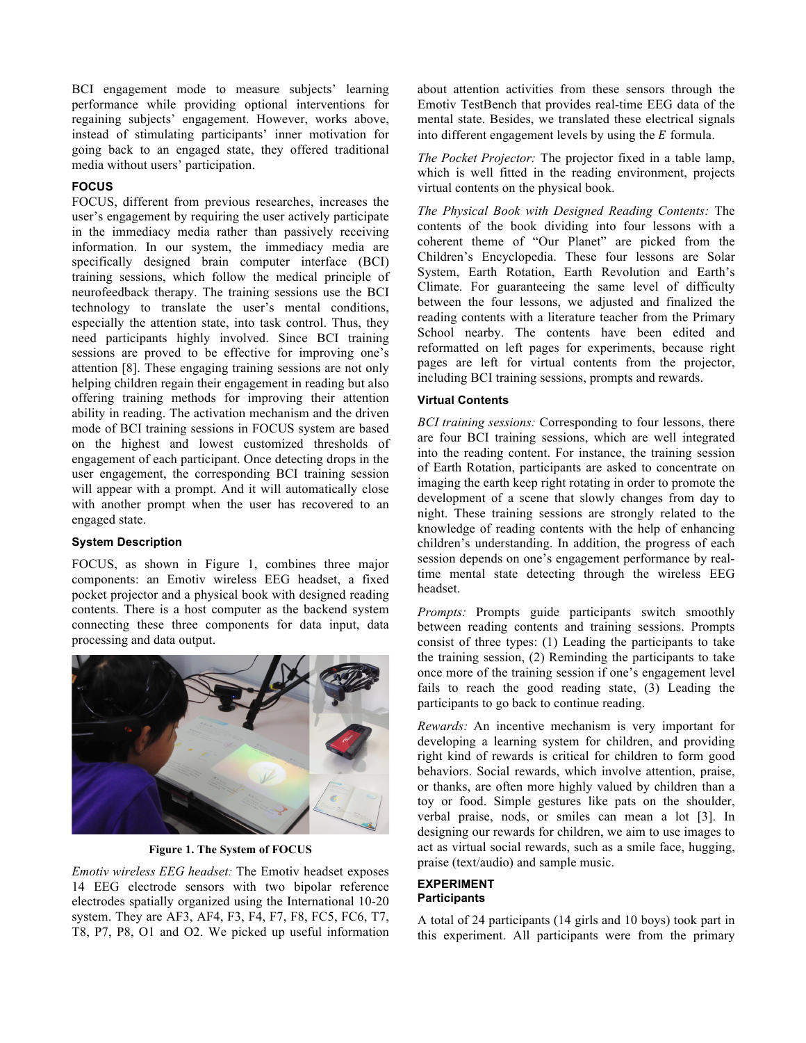BCI engagement mode to measure subjects' learning performance while providing optional interventions for regaining subjects' engagement. However, works above, instead of stimulating participants' inner motivation for going back to an engaged state, they offered traditional media without users' participation.

## FOCUS

FOCUS, different from previous researches, increases the user's engagement by requiring the user actively participate in the immediacy media rather than passively receiving information. In our system, the immediacy media are specifically designed brain computer interface (BCI) training sessions, which follow the medical principle of neurofeedback therapy. The training sessions use the BCI technology to translate the user's mental conditions, especially the attention state, into task control. Thus, they need participants highly involved. Since BCI training sessions are proved to be effective for improving one's attention [8]. These engaging training sessions are not only helping children regain their engagement in reading but also offering training methods for improving their attention ability in reading. The activation mechanism and the driven mode of BCI training sessions in FOCUS system are based on the highest and lowest customized thresholds of engagement of each participant. Once detecting drops in the user engagement, the corresponding BCI training session will appear with a prompt. And it will automatically close with another prompt when the user has recovered to an engaged state.

### System Description

FOCUS, as shown in Figure 1, combines three major components: an Emotiv wireless EEG headset, a fixed pocket projector and a physical book with designed reading contents. There is a host computer as the backend system connecting these three components for data input, data processing and data output.

**Figure 1. The System of FOCUS**

*Emotiv wireless EEG headset:* The Emotiv headset exposes 14 EEG electrode sensors with two bipolar reference electrodes spatially organized using the International 10-20 system. They are AF3, AF4, F3, F4, F7, F8, FC5, FC6, T7, T8, P7, P8, O1 and O2. We picked up useful information about attention activities from these sensors through the Emotiv TestBench that provides real-time EEG data of the mental state. Besides, we translated these electrical signals into different engagement levels by using the $E$ formula.

*The Pocket Projector:* The projector fixed in a table lamp, which is well fitted in the reading environment, projects virtual contents on the physical book.

*The Physical Book with Designed Reading Contents:* The contents of the book dividing into four lessons with a coherent theme of "Our Planet" are picked from the Children's Encyclopedia. These four lessons are Solar System, Earth Rotation, Earth Revolution and Earth's Climate. For guaranteeing the same level of difficulty between the four lessons, we adjusted and finalized the reading contents with a literature teacher from the Primary School nearby. The contents have been edited and reformatted on left pages for experiments, because right pages are left for virtual contents from the projector, including BCI training sessions, prompts and rewards.

### Virtual Contents

*BCI training sessions:* Corresponding to four lessons, there are four BCI training sessions, which are well integrated into the reading content. For instance, the training session of Earth Rotation, participants are asked to concentrate on imaging the earth keep right rotating in order to promote the development of a scene that slowly changes from day to night. These training sessions are strongly related to the knowledge of reading contents with the help of enhancing children's understanding. In addition, the progress of each session depends on one's engagement performance by real-time mental state detecting through the wireless EEG headset.

*Prompts:* Prompts guide participants switch smoothly between reading contents and training sessions. Prompts consist of three types: (1) Leading the participants to take the training session, (2) Reminding the participants to take once more of the training session if one's engagement level fails to reach the good reading state, (3) Leading the participants to go back to continue reading.

*Rewards:* An incentive mechanism is very important for developing a learning system for children, and providing right kind of rewards is critical for children to form good behaviors. Social rewards, which involve attention, praise, or thanks, are often more highly valued by children than a toy or food. Simple gestures like pats on the shoulder, verbal praise, nods, or smiles can mean a lot [3]. In designing our rewards for children, we aim to use images to act as virtual social rewards, such as a smile face, hugging, praise (text/audio) and sample music.

## EXPERIMENT

### Participants

A total of 24 participants (14 girls and 10 boys) took part in this experiment. All participants were from the primary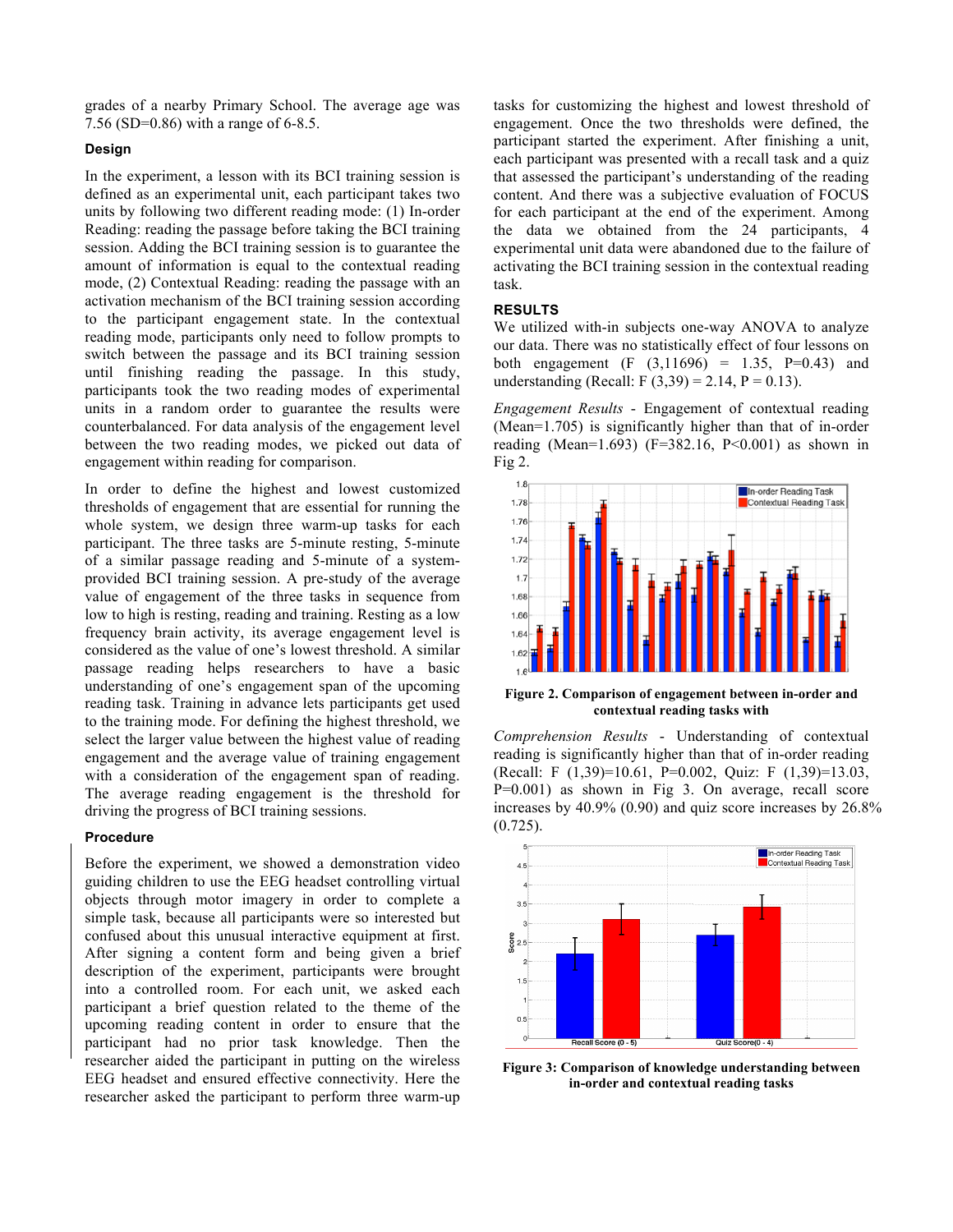grades of a nearby Primary School. The average age was 7.56 (SD=0.86) with a range of 6-8.5.

### Design

In the experiment, a lesson with its BCI training session is defined as an experimental unit, each participant takes two units by following two different reading mode: (1) In-order Reading: reading the passage before taking the BCI training session. Adding the BCI training session is to guarantee the amount of information is equal to the contextual reading mode, (2) Contextual Reading: reading the passage with an activation mechanism of the BCI training session according to the participant engagement state. In the contextual reading mode, participants only need to follow prompts to switch between the passage and its BCI training session until finishing reading the passage. In this study, participants took the two reading modes of experimental units in a random order to guarantee the results were counterbalanced. For data analysis of the engagement level between the two reading modes, we picked out data of engagement within reading for comparison.

In order to define the highest and lowest customized thresholds of engagement that are essential for running the whole system, we design three warm-up tasks for each participant. The three tasks are 5-minute resting, 5-minute of a similar passage reading and 5-minute of a system-provided BCI training session. A pre-study of the average value of engagement of the three tasks in sequence from low to high is resting, reading and training. Resting as a low frequency brain activity, its average engagement level is considered as the value of one's lowest threshold. A similar passage reading helps researchers to have a basic understanding of one's engagement span of the upcoming reading task. Training in advance lets participants get used to the training mode. For defining the highest threshold, we select the larger value between the highest value of reading engagement and the average value of training engagement with a consideration of the engagement span of reading. The average reading engagement is the threshold for driving the progress of BCI training sessions.

### Procedure

Before the experiment, we showed a demonstration video guiding children to use the EEG headset controlling virtual objects through motor imagery in order to complete a simple task, because all participants were so interested but confused about this unusual interactive equipment at first. After signing a content form and being given a brief description of the experiment, participants were brought into a controlled room. For each unit, we asked each participant a brief question related to the theme of the upcoming reading content in order to ensure that the participant had no prior task knowledge. Then the researcher aided the participant in putting on the wireless EEG headset and ensured effective connectivity. Here the researcher asked the participant to perform three warm-up tasks for customizing the highest and lowest threshold of engagement. Once the two thresholds were defined, the participant started the experiment. After finishing a unit, each participant was presented with a recall task and a quiz that assessed the participant's understanding of the reading content. And there was a subjective evaluation of FOCUS for each participant at the end of the experiment. Among the data we obtained from the 24 participants, 4 experimental unit data were abandoned due to the failure of activating the BCI training session in the contextual reading task.

## RESULTS

We utilized with-in subjects one-way ANOVA to analyze our data. There was no statistically effect of four lessons on both engagement ($F(3,11696) = 1.35$, $P=0.43$) and understanding (Recall: $F(3,39) = 2.14$, $P = 0.13$).

*Engagement Results* - Engagement of contextual reading (Mean=1.705) is significantly higher than that of in-order reading (Mean=1.693) ($F=382.16$, $P<0.001$) as shown in Fig 2.

**Figure 2. Comparison of engagement between in-order and contextual reading tasks with**

*Comprehension Results* - Understanding of contextual reading is significantly higher than that of in-order reading (Recall: $F(1,39)=10.61$, $P=0.002$, Quiz: $F(1,39)=13.03$, $P=0.001$) as shown in Fig 3. On average, recall score increases by 40.9% (0.90) and quiz score increases by 26.8% (0.725).

**Figure 3: Comparison of knowledge understanding between in-order and contextual reading tasks**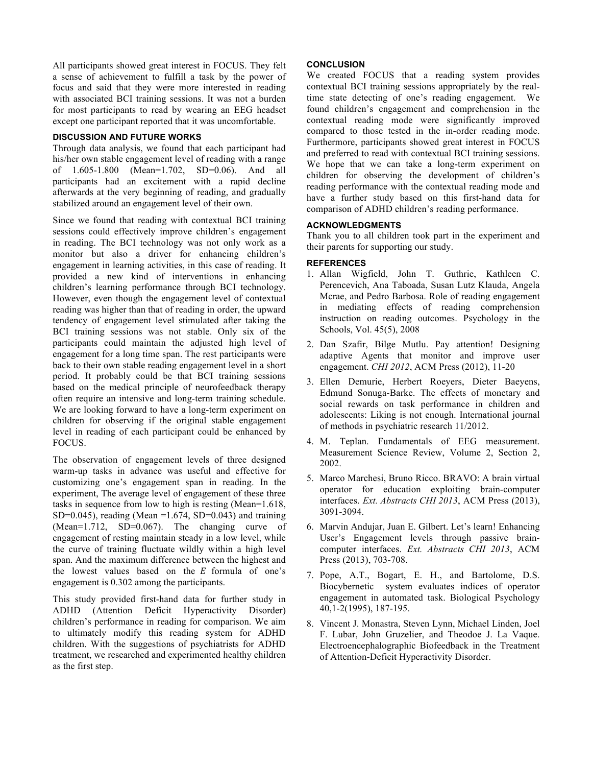All participants showed great interest in FOCUS. They felt a sense of achievement to fulfill a task by the power of focus and said that they were more interested in reading with associated BCI training sessions. It was not a burden for most participants to read by wearing an EEG headset except one participant reported that it was uncomfortable.

## DISCUSSION AND FUTURE WORKS

Through data analysis, we found that each participant had his/her own stable engagement level of reading with a range of 1.605-1.800 (Mean=1.702, SD=0.06). And all participants had an excitement with a rapid decline afterwards at the very beginning of reading, and gradually stabilized around an engagement level of their own.

Since we found that reading with contextual BCI training sessions could effectively improve children's engagement in reading. The BCI technology was not only work as a monitor but also a driver for enhancing children's engagement in learning activities, in this case of reading. It provided a new kind of interventions in enhancing children's learning performance through BCI technology. However, even though the engagement level of contextual reading was higher than that of reading in order, the upward tendency of engagement level stimulated after taking the BCI training sessions was not stable. Only six of the participants could maintain the adjusted high level of engagement for a long time span. The rest participants were back to their own stable reading engagement level in a short period. It probably could be that BCI training sessions based on the medical principle of neurofeedback therapy often require an intensive and long-term training schedule. We are looking forward to have a long-term experiment on children for observing if the original stable engagement level in reading of each participant could be enhanced by FOCUS.

The observation of engagement levels of three designed warm-up tasks in advance was useful and effective for customizing one's engagement span in reading. In the experiment, The average level of engagement of these three tasks in sequence from low to high is resting (Mean=1.618, SD=0.045), reading (Mean =1.674, SD=0.043) and training (Mean=1.712, SD=0.067). The changing curve of engagement of resting maintain steady in a low level, while the curve of training fluctuate wildly within a high level span. And the maximum difference between the highest and the lowest values based on the $E$ formula of one's engagement is 0.302 among the participants.

This study provided first-hand data for further study in ADHD (Attention Deficit Hyperactivity Disorder) children's performance in reading for comparison. We aim to ultimately modify this reading system for ADHD children. With the suggestions of psychiatrists for ADHD treatment, we researched and experimented healthy children as the first step.

## CONCLUSION

We created FOCUS that a reading system provides contextual BCI training sessions appropriately by the real-time state detecting of one's reading engagement. We found children's engagement and comprehension in the contextual reading mode were significantly improved compared to those tested in the in-order reading mode. Furthermore, participants showed great interest in FOCUS and preferred to read with contextual BCI training sessions. We hope that we can take a long-term experiment on children for observing the development of children's reading performance with the contextual reading mode and have a further study based on this first-hand data for comparison of ADHD children's reading performance.

## ACKNOWLEDGMENTS

Thank you to all children took part in the experiment and their parents for supporting our study.

## REFERENCES

1. Allan Wigfield, John T. Guthrie, Kathleen C. Perencevich, Ana Taboada, Susan Lutz Klauda, Angela Mcrae, and Pedro Barbosa. Role of reading engagement in mediating effects of reading comprehension instruction on reading outcomes. Psychology in the Schools, Vol. 45(5), 2008
2. Dan Szafir, Bilge Mutlu. Pay attention! Designing adaptive Agents that monitor and improve user engagement. *CHI 2012*, ACM Press (2012), 11-20
3. Ellen Demurie, Herbert Roeyers, Dieter Baeyens, Edmund Sonuga-Barke. The effects of monetary and social rewards on task performance in children and adolescents: Liking is not enough. International journal of methods in psychiatric research 11/2012.
4. M. Teplan. Fundamentals of EEG measurement. Measurement Science Review, Volume 2, Section 2, 2002.
5. Marco Marchesi, Bruno Ricco. BRAVO: A brain virtual operator for education exploiting brain-computer interfaces. *Ext. Abstracts CHI 2013*, ACM Press (2013), 3091-3094.
6. Marvin Andujar, Juan E. Gilbert. Let's learn! Enhancing User's Engagement levels through passive brain-computer interfaces. *Ext. Abstracts CHI 2013*, ACM Press (2013), 703-708.
7. Pope, A.T., Bogart, E. H., and Bartolome, D.S. Biocybernetic system evaluates indices of operator engagement in automated task. Biological Psychology 40,1-2(1995), 187-195.
8. Vincent J. Monastra, Steven Lynn, Michael Linden, Joel F. Lubar, John Gruzelier, and Theodoe J. La Vaque. Electroencephalographic Biofeedback in the Treatment of Attention-Deficit Hyperactivity Disorder.